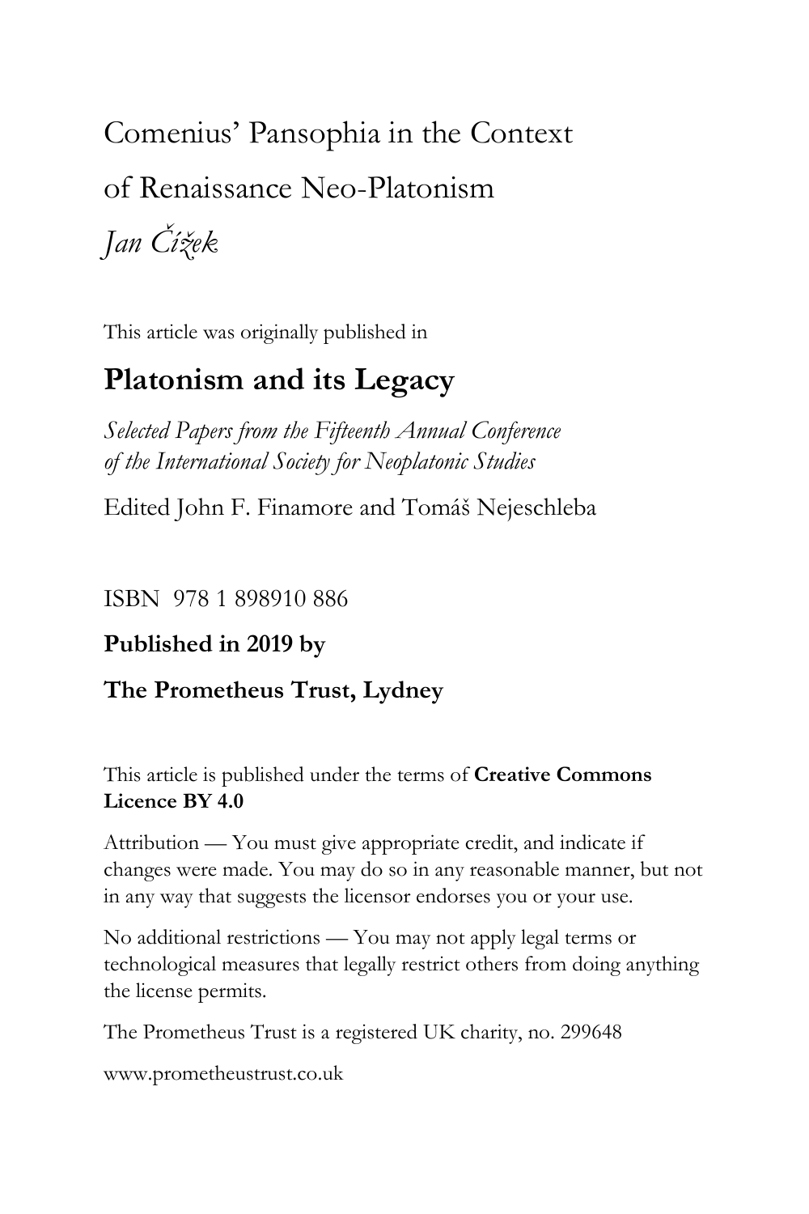# Comenius' Pansophia in the Context of Renaissance Neo-Platonism

*Jan Čížek*

This article was originally published in

## Platonism and its Legacy

*Selected Papers from the Fifteenth Annual Conference of the International Society for Neoplatonic Studies*

Edited John F. Finamore and Tomáš Nejeschleba

ISBN 978 1 898910 886

**Published in 2019 by**

**The Prometheus Trust, Lydney**

This article is published under the terms of **Creative Commons Licence BY 4.0**

Attribution — You must give appropriate credit, and indicate if changes were made. You may do so in any reasonable manner, but not in any way that suggests the licensor endorses you or your use.

No additional restrictions — You may not apply legal terms or technological measures that legally restrict others from doing anything the license permits.

The Prometheus Trust is a registered UK charity, no. 299648

www.prometheustrust.co.uk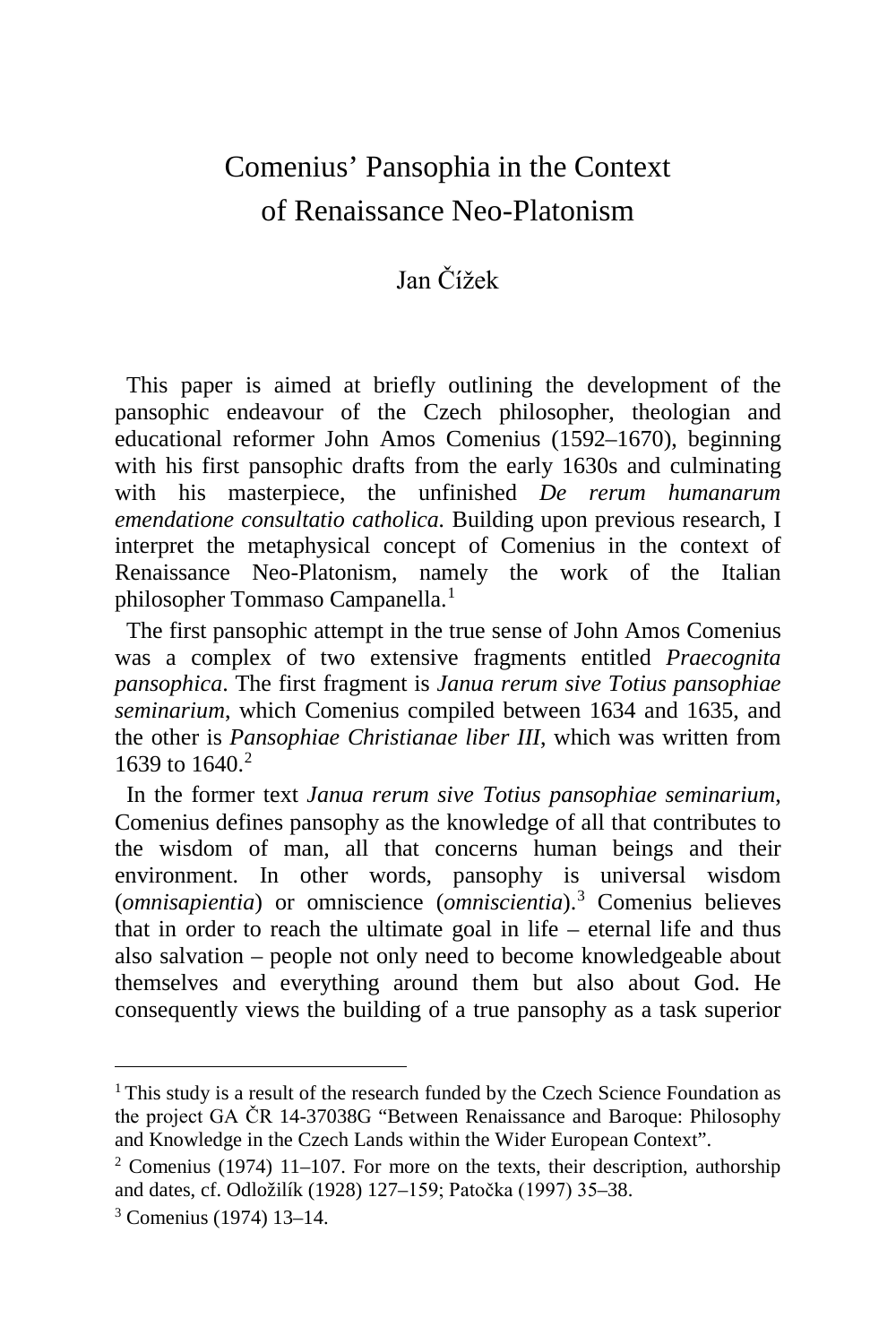# Comenius' Pansophia in the Context of Renaissance Neo-Platonism

Jan Čížek

This paper is aimed at briefly outlining the development of the pansophic endeavour of the Czech philosopher, theologian and educational reformer John Amos Comenius (1592–1670), beginning with his first pansophic drafts from the early 1630s and culminating with his masterpiece, the unfinished *De rerum humanarum emendatione consultatio catholica*. Building upon previous research, I interpret the metaphysical concept of Comenius in the context of Renaissance Neo-Platonism, namely the work of the Italian philosopher Tommaso Campanella.[1]

The first pansophic attempt in the true sense of John Amos Comenius was a complex of two extensive fragments entitled *Praecognita pansophica*. The first fragment is *Janua rerum sive Totius pansophiae seminarium*, which Comenius compiled between 1634 and 1635, and the other is *Pansophiae Christianae liber III*, which was written from 1639 to 1640.[2]

In the former text *Janua rerum sive Totius pansophiae seminarium*, Comenius defines pansophy as the knowledge of all that contributes to the wisdom of man, all that concerns human beings and their environment. In other words, pansophy is universal wisdom (*omnisapientia*) or omniscience (*omniscientia*).[3] Comenius believes that in order to reach the ultimate goal in life – eternal life and thus also salvation – people not only need to become knowledgeable about themselves and everything around them but also about God. He consequently views the building of a true pansophy as a task superior

---

[1] This study is a result of the research funded by the Czech Science Foundation as the project GA ČR 14-37038G "Between Renaissance and Baroque: Philosophy and Knowledge in the Czech Lands within the Wider European Context".

[2] Comenius (1974) 11–107. For more on the texts, their description, authorship and dates, cf. Odložilík (1928) 127–159; Patočka (1997) 35–38.

[3] Comenius (1974) 13–14.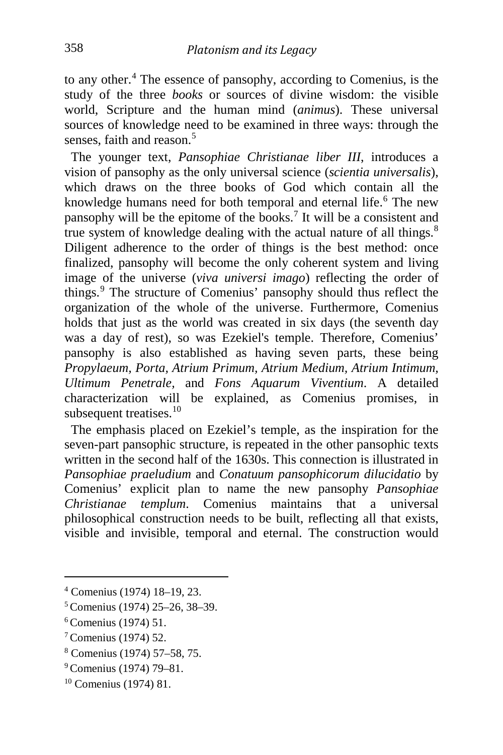to any other.[4] The essence of pansophy, according to Comenius, is the study of the three *books* or sources of divine wisdom: the visible world, Scripture and the human mind (*animus*). These universal sources of knowledge need to be examined in three ways: through the senses, faith and reason.[5]

The younger text, *Pansophiae Christianae liber III*, introduces a vision of pansophy as the only universal science (*scientia universalis*), which draws on the three books of God which contain all the knowledge humans need for both temporal and eternal life.[6] The new pansophy will be the epitome of the books.[7] It will be a consistent and true system of knowledge dealing with the actual nature of all things.[8] Diligent adherence to the order of things is the best method: once finalized, pansophy will become the only coherent system and living image of the universe (*viva universi imago*) reflecting the order of things.[9] The structure of Comenius' pansophy should thus reflect the organization of the whole of the universe. Furthermore, Comenius holds that just as the world was created in six days (the seventh day was a day of rest), so was Ezekiel's temple. Therefore, Comenius' pansophy is also established as having seven parts, these being *Propylaeum, Porta, Atrium Primum, Atrium Medium, Atrium Intimum, Ultimum Penetrale,* and *Fons Aquarum Viventium*. A detailed characterization will be explained, as Comenius promises, in subsequent treatises.[10]

The emphasis placed on Ezekiel's temple, as the inspiration for the seven-part pansophic structure, is repeated in the other pansophic texts written in the second half of the 1630s. This connection is illustrated in *Pansophiae praeludium* and *Conatuum pansophicorum dilucidatio* by Comenius' explicit plan to name the new pansophy *Pansophiae Christianae templum*. Comenius maintains that a universal philosophical construction needs to be built, reflecting all that exists, visible and invisible, temporal and eternal. The construction would

---

[4] Comenius (1974) 18–19, 23.

[5] Comenius (1974) 25–26, 38–39.

[6] Comenius (1974) 51.

[7] Comenius (1974) 52.

[8] Comenius (1974) 57–58, 75.

[9] Comenius (1974) 79–81.

[10] Comenius (1974) 81.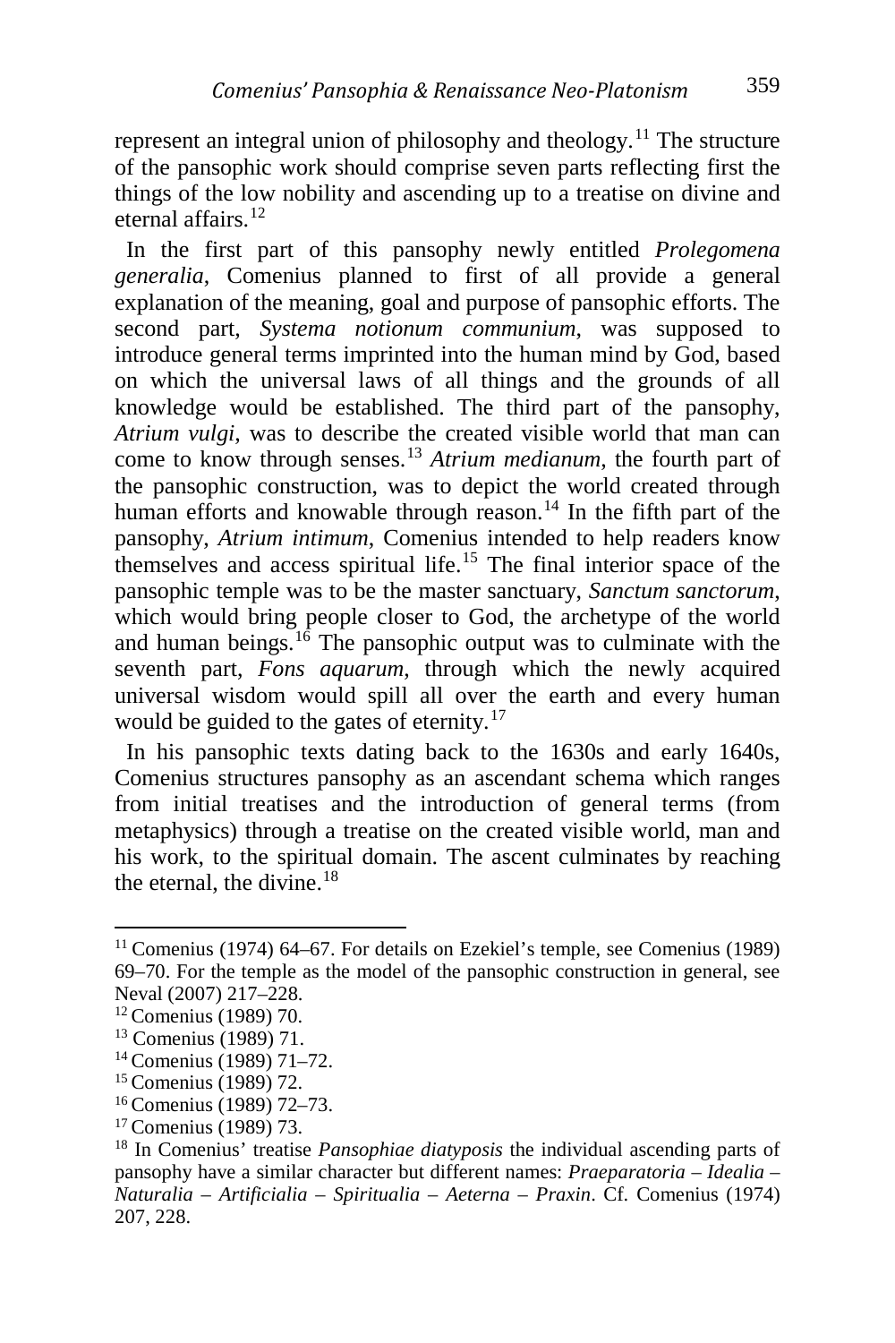represent an integral union of philosophy and theology.[11] The structure of the pansophic work should comprise seven parts reflecting first the things of the low nobility and ascending up to a treatise on divine and eternal affairs.[12]

In the first part of this pansophy newly entitled *Prolegomena generalia*, Comenius planned to first of all provide a general explanation of the meaning, goal and purpose of pansophic efforts. The second part, *Systema notionum communium*, was supposed to introduce general terms imprinted into the human mind by God, based on which the universal laws of all things and the grounds of all knowledge would be established. The third part of the pansophy, *Atrium vulgi*, was to describe the created visible world that man can come to know through senses.[13] *Atrium medianum*, the fourth part of the pansophic construction, was to depict the world created through human efforts and knowable through reason.[14] In the fifth part of the pansophy, *Atrium intimum*, Comenius intended to help readers know themselves and access spiritual life.[15] The final interior space of the pansophic temple was to be the master sanctuary, *Sanctum sanctorum*, which would bring people closer to God, the archetype of the world and human beings.[16] The pansophic output was to culminate with the seventh part, *Fons aquarum*, through which the newly acquired universal wisdom would spill all over the earth and every human would be guided to the gates of eternity.[17]

In his pansophic texts dating back to the 1630s and early 1640s, Comenius structures pansophy as an ascendant schema which ranges from initial treatises and the introduction of general terms (from metaphysics) through a treatise on the created visible world, man and his work, to the spiritual domain. The ascent culminates by reaching the eternal, the divine.[18]

---

[11] Comenius (1974) 64–67. For details on Ezekiel's temple, see Comenius (1989) 69–70. For the temple as the model of the pansophic construction in general, see Neval (2007) 217–228.

[12] Comenius (1989) 70.

[13] Comenius (1989) 71.

[14] Comenius (1989) 71–72.

[15] Comenius (1989) 72.

[16] Comenius (1989) 72–73.

[17] Comenius (1989) 73.

[18] In Comenius' treatise *Pansophiae diatyposis* the individual ascending parts of pansophy have a similar character but different names: *Praeparatoria – Idealia – Naturalia – Artificialia – Spiritualia – Aeterna – Praxin*. Cf. Comenius (1974) 207, 228.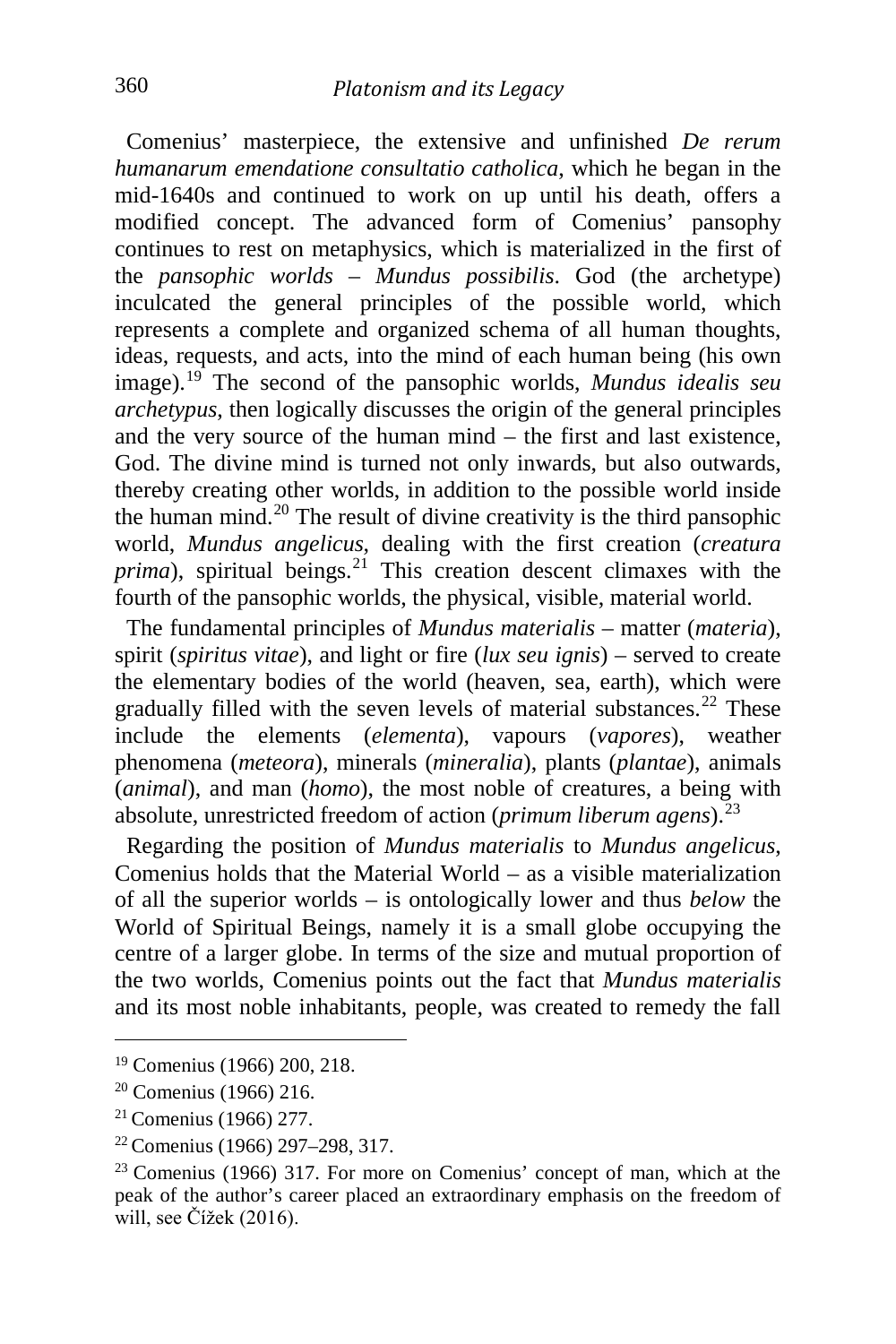Comenius' masterpiece, the extensive and unfinished *De rerum humanarum emendatione consultatio catholica*, which he began in the mid-1640s and continued to work on up until his death, offers a modified concept. The advanced form of Comenius' pansophy continues to rest on metaphysics, which is materialized in the first of the *pansophic worlds* – *Mundus possibilis*. God (the archetype) inculcated the general principles of the possible world, which represents a complete and organized schema of all human thoughts, ideas, requests, and acts, into the mind of each human being (his own image).[19] The second of the pansophic worlds, *Mundus idealis seu archetypus*, then logically discusses the origin of the general principles and the very source of the human mind – the first and last existence, God. The divine mind is turned not only inwards, but also outwards, thereby creating other worlds, in addition to the possible world inside the human mind.[20] The result of divine creativity is the third pansophic world, *Mundus angelicus*, dealing with the first creation (*creatura prima*), spiritual beings.[21] This creation descent climaxes with the fourth of the pansophic worlds, the physical, visible, material world.

The fundamental principles of *Mundus materialis* – matter (*materia*), spirit (*spiritus vitae*), and light or fire (*lux seu ignis*) – served to create the elementary bodies of the world (heaven, sea, earth), which were gradually filled with the seven levels of material substances.[22] These include the elements (*elementa*), vapours (*vapores*), weather phenomena (*meteora*), minerals (*mineralia*), plants (*plantae*), animals (*animal*), and man (*homo*), the most noble of creatures, a being with absolute, unrestricted freedom of action (*primum liberum agens*).[23]

Regarding the position of *Mundus materialis* to *Mundus angelicus*, Comenius holds that the Material World – as a visible materialization of all the superior worlds – is ontologically lower and thus *below* the World of Spiritual Beings, namely it is a small globe occupying the centre of a larger globe. In terms of the size and mutual proportion of the two worlds, Comenius points out the fact that *Mundus materialis* and its most noble inhabitants, people, was created to remedy the fall

---

[19] Comenius (1966) 200, 218.

[20] Comenius (1966) 216.

[21] Comenius (1966) 277.

[22] Comenius (1966) 297–298, 317.

[23] Comenius (1966) 317. For more on Comenius' concept of man, which at the peak of the author's career placed an extraordinary emphasis on the freedom of will, see Čížek (2016).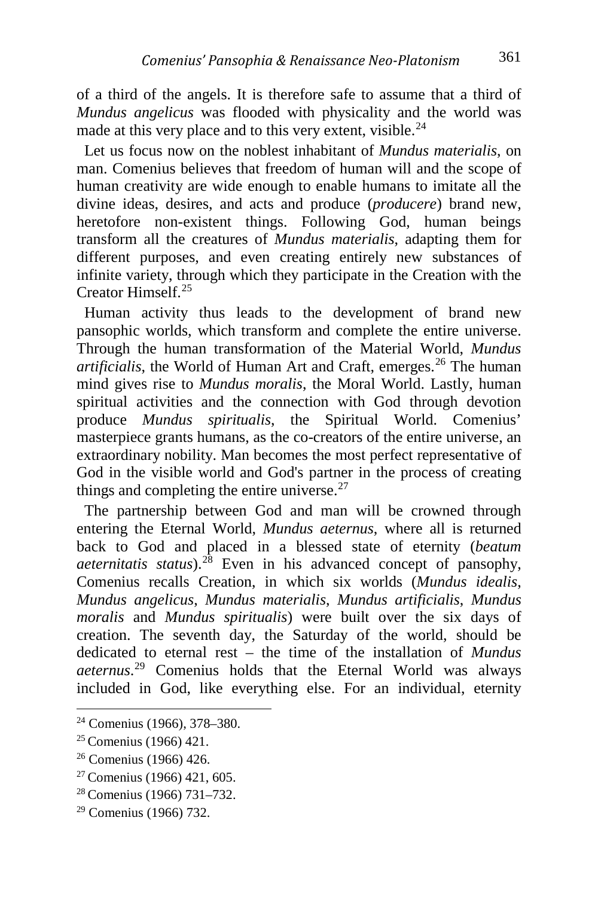of a third of the angels. It is therefore safe to assume that a third of *Mundus angelicus* was flooded with physicality and the world was made at this very place and to this very extent, visible.[24]

Let us focus now on the noblest inhabitant of *Mundus materialis*, on man. Comenius believes that freedom of human will and the scope of human creativity are wide enough to enable humans to imitate all the divine ideas, desires, and acts and produce (*producere*) brand new, heretofore non-existent things. Following God, human beings transform all the creatures of *Mundus materialis*, adapting them for different purposes, and even creating entirely new substances of infinite variety, through which they participate in the Creation with the Creator Himself.[25]

Human activity thus leads to the development of brand new pansophic worlds, which transform and complete the entire universe. Through the human transformation of the Material World, *Mundus artificialis*, the World of Human Art and Craft, emerges.[26] The human mind gives rise to *Mundus moralis*, the Moral World. Lastly, human spiritual activities and the connection with God through devotion produce *Mundus spiritualis*, the Spiritual World. Comenius' masterpiece grants humans, as the co-creators of the entire universe, an extraordinary nobility. Man becomes the most perfect representative of God in the visible world and God's partner in the process of creating things and completing the entire universe.[27]

The partnership between God and man will be crowned through entering the Eternal World, *Mundus aeternus*, where all is returned back to God and placed in a blessed state of eternity (*beatum aeternitatis status*).[28] Even in his advanced concept of pansophy, Comenius recalls Creation, in which six worlds (*Mundus idealis*, *Mundus angelicus*, *Mundus materialis*, *Mundus artificialis*, *Mundus moralis* and *Mundus spiritualis*) were built over the six days of creation. The seventh day, the Saturday of the world, should be dedicated to eternal rest – the time of the installation of *Mundus aeternus*.[29] Comenius holds that the Eternal World was always included in God, like everything else. For an individual, eternity

---

[24] Comenius (1966), 378–380.

[25] Comenius (1966) 421.

[26] Comenius (1966) 426.

[27] Comenius (1966) 421, 605.

[28] Comenius (1966) 731–732.

[29] Comenius (1966) 732.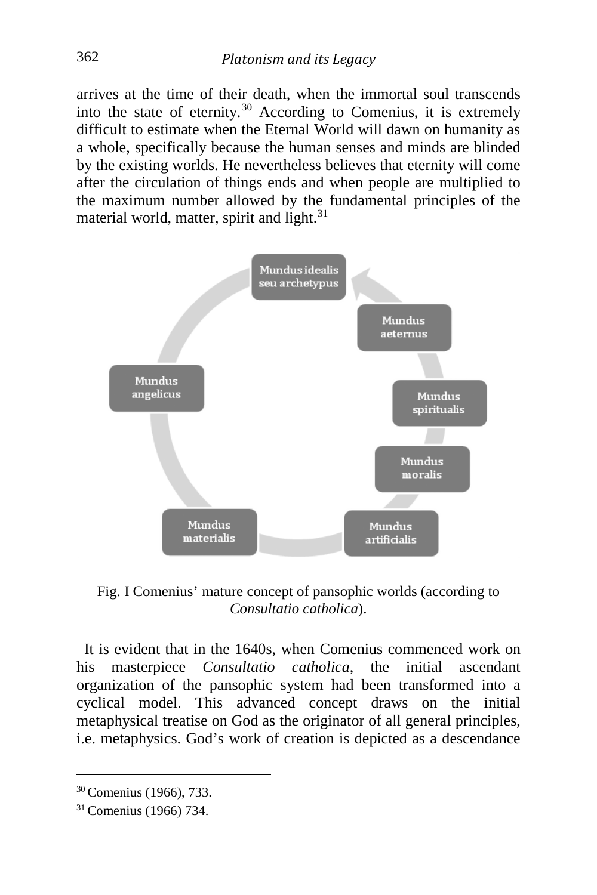arrives at the time of their death, when the immortal soul transcends into the state of eternity.[30] According to Comenius, it is extremely difficult to estimate when the Eternal World will dawn on humanity as a whole, specifically because the human senses and minds are blinded by the existing worlds. He nevertheless believes that eternity will come after the circulation of things ends and when people are multiplied to the maximum number allowed by the fundamental principles of the material world, matter, spirit and light.[31]

Fig. I Comenius' mature concept of pansophic worlds (according to *Consultatio catholica*).

It is evident that in the 1640s, when Comenius commenced work on his masterpiece *Consultatio catholica*, the initial ascendant organization of the pansophic system had been transformed into a cyclical model. This advanced concept draws on the initial metaphysical treatise on God as the originator of all general principles, i.e. metaphysics. God's work of creation is depicted as a descendance

---

[30] Comenius (1966), 733.

[31] Comenius (1966) 734.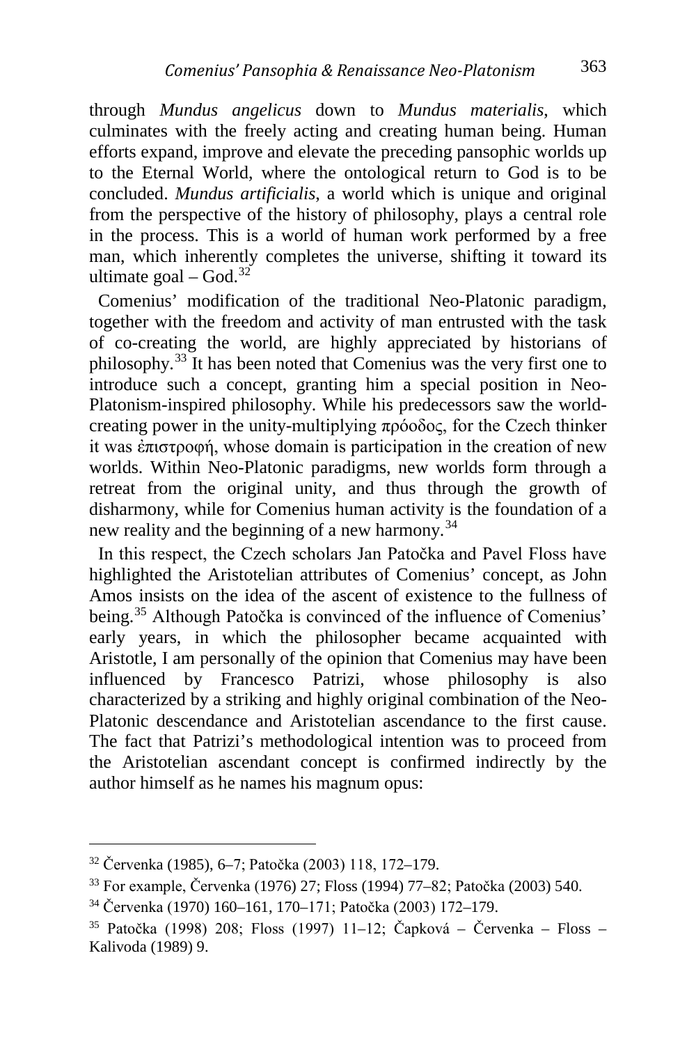through *Mundus angelicus* down to *Mundus materialis*, which culminates with the freely acting and creating human being. Human efforts expand, improve and elevate the preceding pansophic worlds up to the Eternal World, where the ontological return to God is to be concluded. *Mundus artificialis*, a world which is unique and original from the perspective of the history of philosophy, plays a central role in the process. This is a world of human work performed by a free man, which inherently completes the universe, shifting it toward its ultimate goal – God.[32]

Comenius' modification of the traditional Neo-Platonic paradigm, together with the freedom and activity of man entrusted with the task of co-creating the world, are highly appreciated by historians of philosophy.[33] It has been noted that Comenius was the very first one to introduce such a concept, granting him a special position in Neo-Platonism-inspired philosophy. While his predecessors saw the world-creating power in the unity-multiplying πρόοδος, for the Czech thinker it was ἐπιστροφή, whose domain is participation in the creation of new worlds. Within Neo-Platonic paradigms, new worlds form through a retreat from the original unity, and thus through the growth of disharmony, while for Comenius human activity is the foundation of a new reality and the beginning of a new harmony.[34]

In this respect, the Czech scholars Jan Patočka and Pavel Floss have highlighted the Aristotelian attributes of Comenius' concept, as John Amos insists on the idea of the ascent of existence to the fullness of being.[35] Although Patočka is convinced of the influence of Comenius' early years, in which the philosopher became acquainted with Aristotle, I am personally of the opinion that Comenius may have been influenced by Francesco Patrizi, whose philosophy is also characterized by a striking and highly original combination of the Neo-Platonic descendance and Aristotelian ascendance to the first cause. The fact that Patrizi's methodological intention was to proceed from the Aristotelian ascendant concept is confirmed indirectly by the author himself as he names his magnum opus:

---

[32] Červenka (1985), 6–7; Patočka (2003) 118, 172–179.

[33] For example, Červenka (1976) 27; Floss (1994) 77–82; Patočka (2003) 540.

[34] Červenka (1970) 160–161, 170–171; Patočka (2003) 172–179.

[35] Patočka (1998) 208; Floss (1997) 11–12; Čapková – Červenka – Floss – Kalivoda (1989) 9.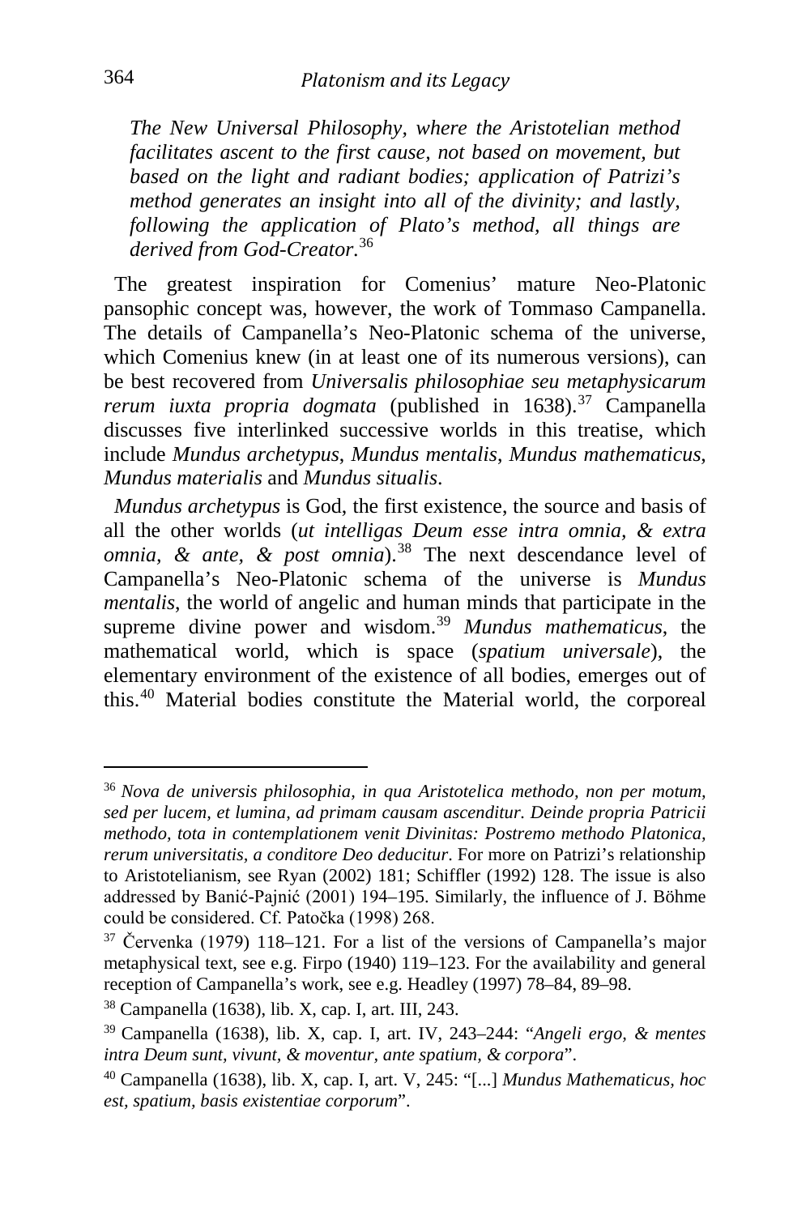*The New Universal Philosophy, where the Aristotelian method facilitates ascent to the first cause, not based on movement, but based on the light and radiant bodies; application of Patrizi's method generates an insight into all of the divinity; and lastly, following the application of Plato's method, all things are derived from God-Creator.*[36]

The greatest inspiration for Comenius' mature Neo-Platonic pansophic concept was, however, the work of Tommaso Campanella. The details of Campanella's Neo-Platonic schema of the universe, which Comenius knew (in at least one of its numerous versions), can be best recovered from *Universalis philosophiae seu metaphysicarum rerum iuxta propria dogmata* (published in 1638).[37] Campanella discusses five interlinked successive worlds in this treatise, which include *Mundus archetypus*, *Mundus mentalis*, *Mundus mathematicus*, *Mundus materialis* and *Mundus situalis*.

*Mundus archetypus* is God, the first existence, the source and basis of all the other worlds (*ut intelligas Deum esse intra omnia, & extra omnia, & ante, & post omnia*).[38] The next descendance level of Campanella's Neo-Platonic schema of the universe is *Mundus mentalis*, the world of angelic and human minds that participate in the supreme divine power and wisdom.[39] *Mundus mathematicus*, the mathematical world, which is space (*spatium universale*), the elementary environment of the existence of all bodies, emerges out of this.[40] Material bodies constitute the Material world, the corporeal

---

[36] *Nova de universis philosophia, in qua Aristotelica methodo, non per motum, sed per lucem, et lumina, ad primam causam ascenditur. Deinde propria Patricii methodo, tota in contemplationem venit Divinitas: Postremo methodo Platonica, rerum universitatis, a conditore Deo deducitur*. For more on Patrizi's relationship to Aristotelianism, see Ryan (2002) 181; Schiffler (1992) 128. The issue is also addressed by Banić-Pajnić (2001) 194–195. Similarly, the influence of J. Böhme could be considered. Cf. Patočka (1998) 268.

[37] Červenka (1979) 118–121. For a list of the versions of Campanella's major metaphysical text, see e.g. Firpo (1940) 119–123. For the availability and general reception of Campanella's work, see e.g. Headley (1997) 78–84, 89–98.

[38] Campanella (1638), lib. X, cap. I, art. III, 243.

[39] Campanella (1638), lib. X, cap. I, art. IV, 243–244: "*Angeli ergo, & mentes intra Deum sunt, vivunt, & moventur, ante spatium, & corpora*".

[40] Campanella (1638), lib. X, cap. I, art. V, 245: "[...] *Mundus Mathematicus, hoc est, spatium, basis existentiae corporum*".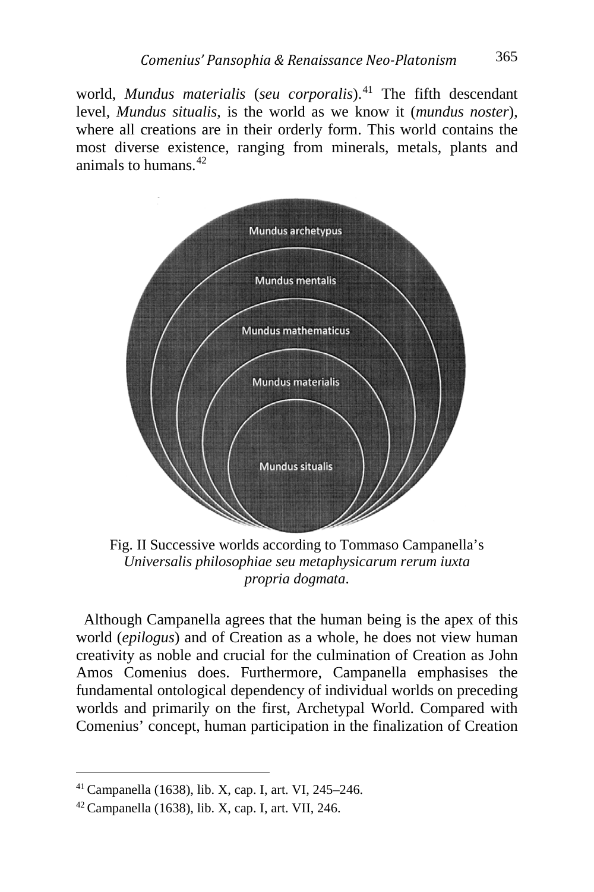world, *Mundus materialis* (*seu corporalis*).[41] The fifth descendant level, *Mundus situalis*, is the world as we know it (*mundus noster*), where all creations are in their orderly form. This world contains the most diverse existence, ranging from minerals, metals, plants and animals to humans.[42]

Mundus archetypus

Mundus mentalis

Mundus mathematicus

Mundus materialis

Mundus situalis

Fig. II Successive worlds according to Tommaso Campanella's *Universalis philosophiae seu metaphysicarum rerum iuxta propria dogmata*.

Although Campanella agrees that the human being is the apex of this world (*epilogus*) and of Creation as a whole, he does not view human creativity as noble and crucial for the culmination of Creation as John Amos Comenius does. Furthermore, Campanella emphasises the fundamental ontological dependency of individual worlds on preceding worlds and primarily on the first, Archetypal World. Compared with Comenius' concept, human participation in the finalization of Creation

---

[41] Campanella (1638), lib. X, cap. I, art. VI, 245–246.

[42] Campanella (1638), lib. X, cap. I, art. VII, 246.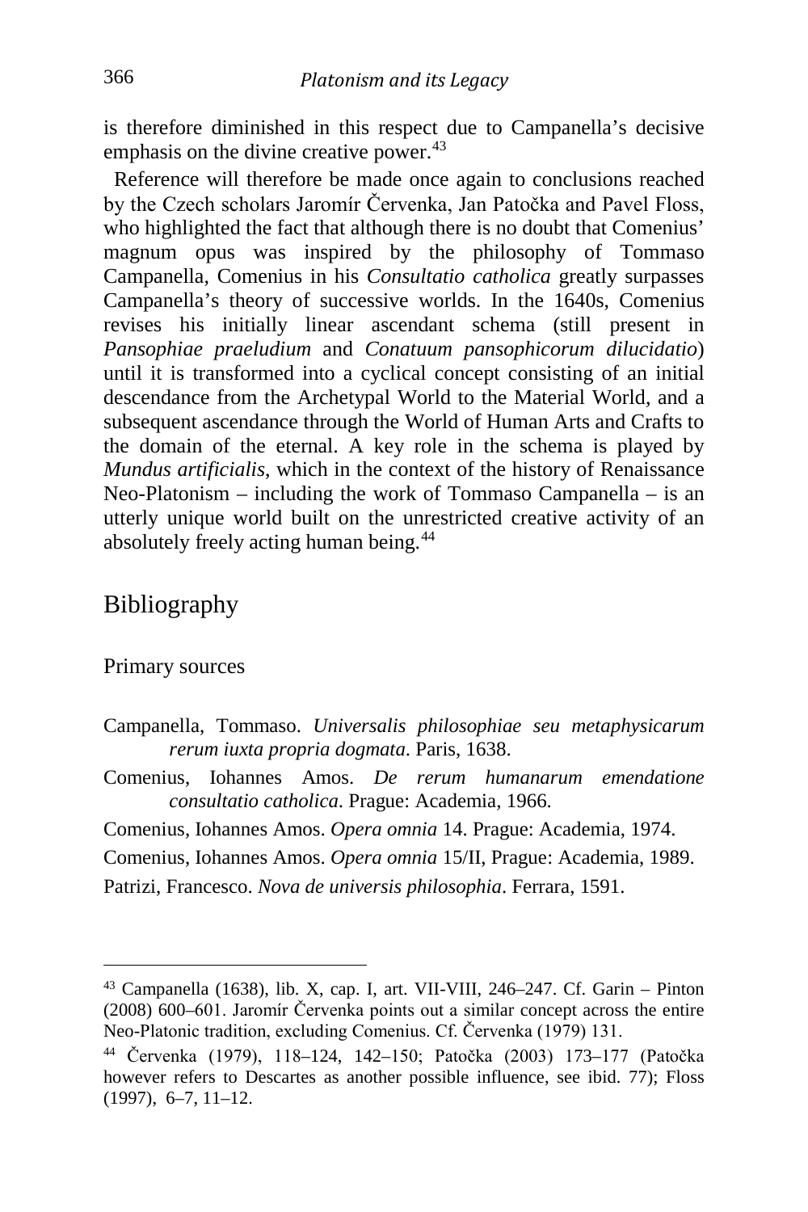is therefore diminished in this respect due to Campanella's decisive emphasis on the divine creative power.[43]

Reference will therefore be made once again to conclusions reached by the Czech scholars Jaromír Červenka, Jan Patočka and Pavel Floss, who highlighted the fact that although there is no doubt that Comenius' magnum opus was inspired by the philosophy of Tommaso Campanella, Comenius in his *Consultatio catholica* greatly surpasses Campanella's theory of successive worlds. In the 1640s, Comenius revises his initially linear ascendant schema (still present in *Pansophiae praeludium* and *Conatuum pansophicorum dilucidatio*) until it is transformed into a cyclical concept consisting of an initial descendance from the Archetypal World to the Material World, and a subsequent ascendance through the World of Human Arts and Crafts to the domain of the eternal. A key role in the schema is played by *Mundus artificialis*, which in the context of the history of Renaissance Neo-Platonism – including the work of Tommaso Campanella – is an utterly unique world built on the unrestricted creative activity of an absolutely freely acting human being.[44]

## Bibliography

### Primary sources

Campanella, Tommaso. *Universalis philosophiae seu metaphysicarum rerum iuxta propria dogmata*. Paris, 1638.

Comenius, Iohannes Amos. *De rerum humanarum emendatione consultatio catholica*. Prague: Academia, 1966.

Comenius, Iohannes Amos. *Opera omnia* 14. Prague: Academia, 1974.

Comenius, Iohannes Amos. *Opera omnia* 15/II, Prague: Academia, 1989.

Patrizi, Francesco. *Nova de universis philosophia*. Ferrara, 1591.

---

[43] Campanella (1638), lib. X, cap. I, art. VII-VIII, 246–247. Cf. Garin – Pinton (2008) 600–601. Jaromír Červenka points out a similar concept across the entire Neo-Platonic tradition, excluding Comenius. Cf. Červenka (1979) 131.

[44] Červenka (1979), 118–124, 142–150; Patočka (2003) 173–177 (Patočka however refers to Descartes as another possible influence, see ibid. 77); Floss (1997), 6–7, 11–12.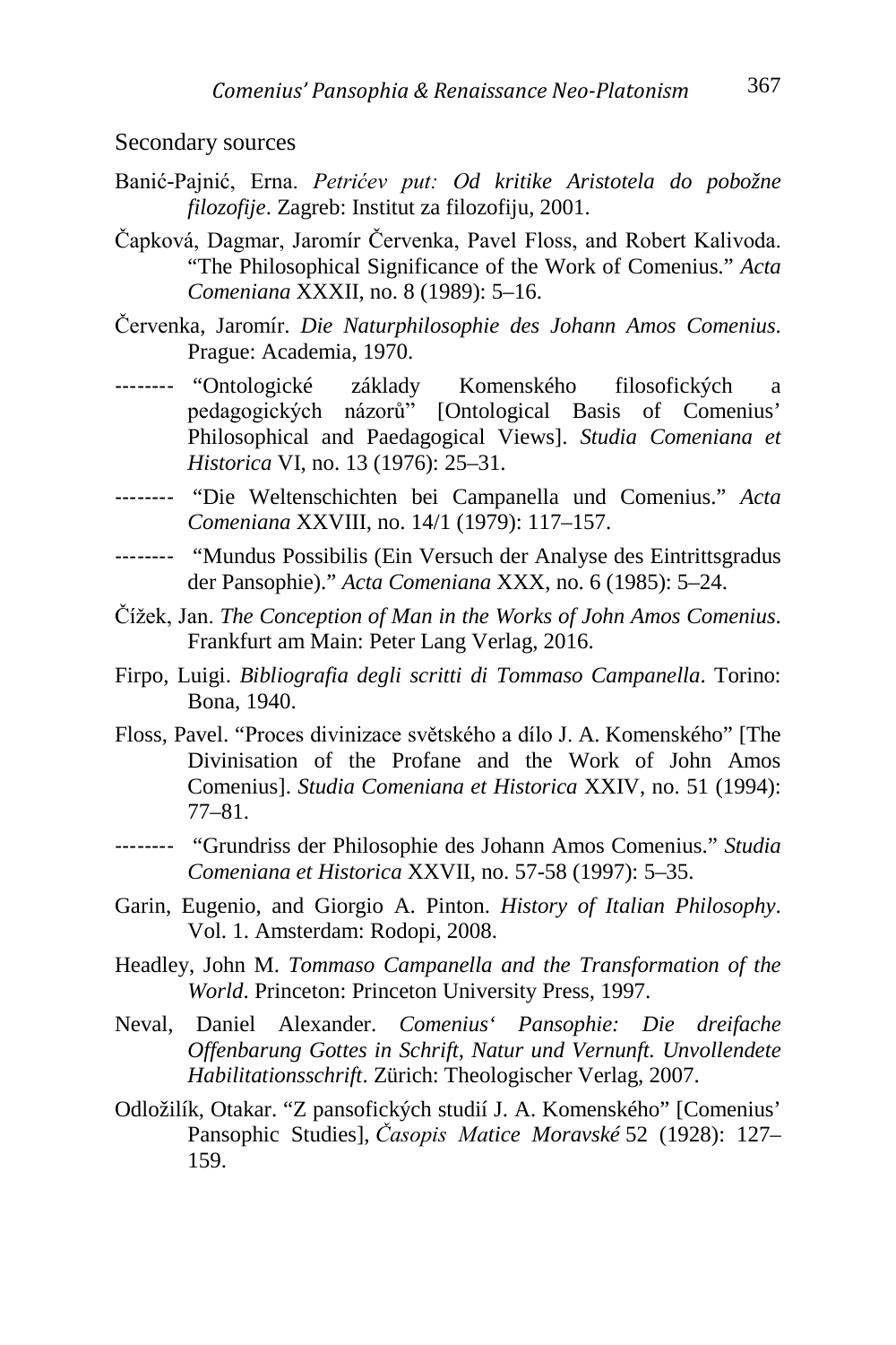Secondary sources

Banić-Pajnić, Erna. *Petrićev put: Od kritike Aristotela do pobožne filozofije*. Zagreb: Institut za filozofiju, 2001.

Čapková, Dagmar, Jaromír Červenka, Pavel Floss, and Robert Kalivoda. "The Philosophical Significance of the Work of Comenius." *Acta Comeniana* XXXII, no. 8 (1989): 5–16.

Červenka, Jaromír. *Die Naturphilosophie des Johann Amos Comenius*. Prague: Academia, 1970.

-------- "Ontologické základy Komenského filosofických a pedagogických názorů" [Ontological Basis of Comenius' Philosophical and Paedagogical Views]. *Studia Comeniana et Historica* VI, no. 13 (1976): 25–31.

-------- "Die Weltenschichten bei Campanella und Comenius." *Acta Comeniana* XXVIII, no. 14/1 (1979): 117–157.

-------- "Mundus Possibilis (Ein Versuch der Analyse des Eintrittsgradus der Pansophie)." *Acta Comeniana* XXX, no. 6 (1985): 5–24.

Čížek, Jan. *The Conception of Man in the Works of John Amos Comenius*. Frankfurt am Main: Peter Lang Verlag, 2016.

Firpo, Luigi. *Bibliografia degli scritti di Tommaso Campanella*. Torino: Bona, 1940.

Floss, Pavel. "Proces divinizace světského a dílo J. A. Komenského" [The Divinisation of the Profane and the Work of John Amos Comenius]. *Studia Comeniana et Historica* XXIV, no. 51 (1994): 77–81.

-------- "Grundriss der Philosophie des Johann Amos Comenius." *Studia Comeniana et Historica* XXVII, no. 57-58 (1997): 5–35.

Garin, Eugenio, and Giorgio A. Pinton. *History of Italian Philosophy*. Vol. 1. Amsterdam: Rodopi, 2008.

Headley, John M. *Tommaso Campanella and the Transformation of the World*. Princeton: Princeton University Press, 1997.

Neval, Daniel Alexander. *Comenius' Pansophie: Die dreifache Offenbarung Gottes in Schrift, Natur und Vernunft. Unvollendete Habilitationsschrift*. Zürich: Theologischer Verlag, 2007.

Odložilík, Otakar. "Z pansofických studií J. A. Komenského" [Comenius' Pansophic Studies], *Časopis Matice Moravské* 52 (1928): 127–159.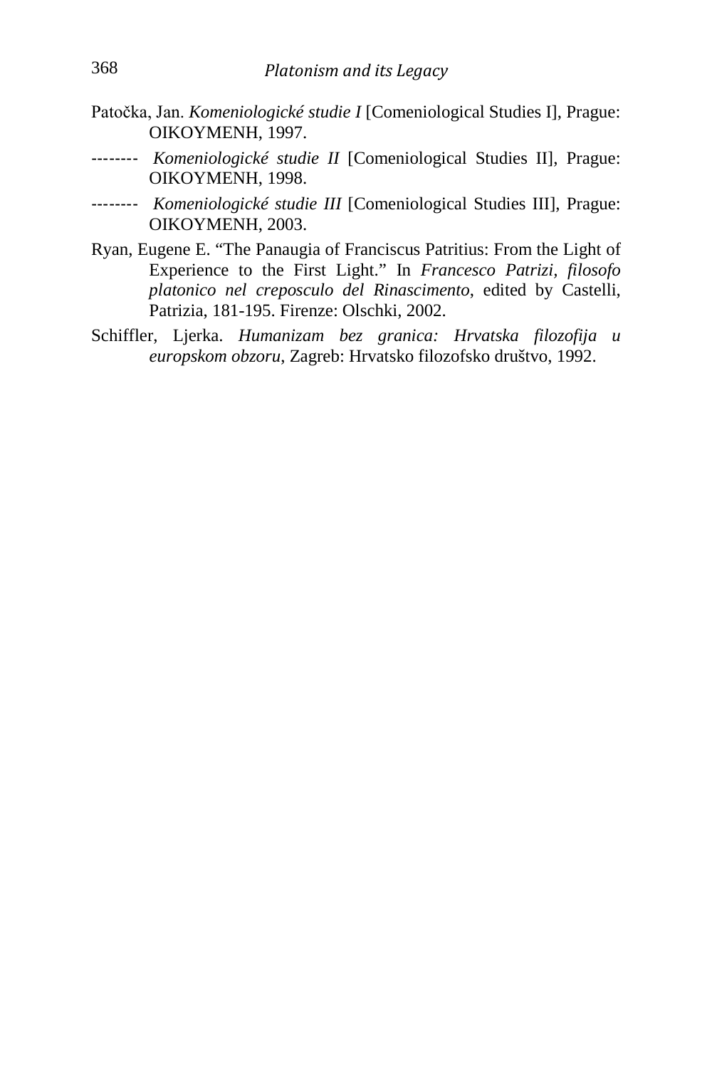Patočka, Jan. *Komeniologické studie I* [Comeniological Studies I], Prague: OIKOYMENH, 1997.

-------- *Komeniologické studie II* [Comeniological Studies II], Prague: OIKOYMENH, 1998.

-------- *Komeniologické studie III* [Comeniological Studies III], Prague: OIKOYMENH, 2003.

Ryan, Eugene E. "The Panaugia of Franciscus Patritius: From the Light of Experience to the First Light." In *Francesco Patrizi, filosofo platonico nel creposculo del Rinascimento*, edited by Castelli, Patrizia, 181-195. Firenze: Olschki, 2002.

Schiffler, Ljerka. *Humanizam bez granica: Hrvatska filozofija u europskom obzoru*, Zagreb: Hrvatsko filozofsko društvo, 1992.